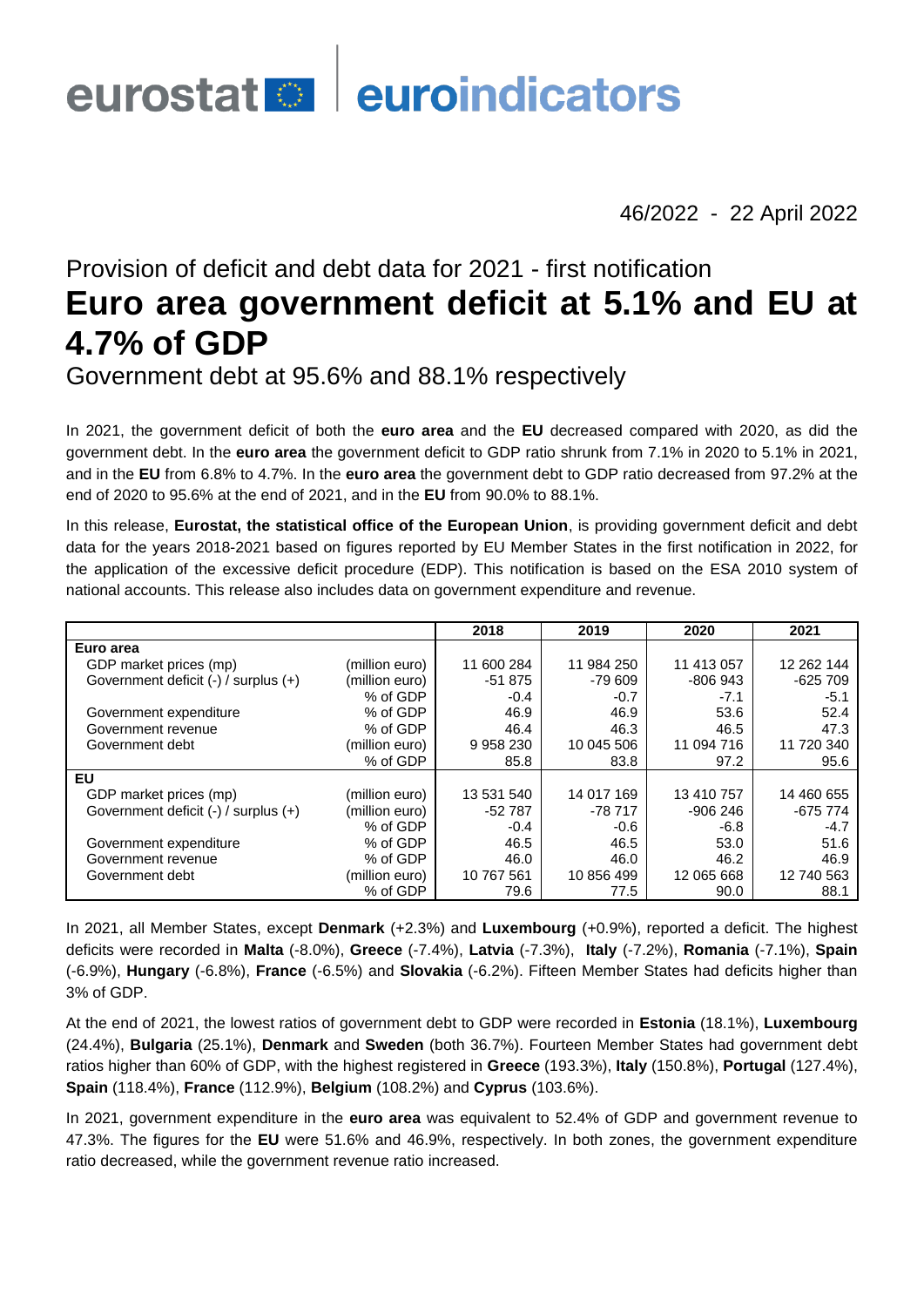eurostat | euroindicators

46/2022 - 22 April 2022

## Provision of deficit and debt data for 2021 - first notification

# Euro area government deficit at 5.1% and EU at 4.7% of GDP

## Government debt at 95.6% and 88.1% respectively

In 2021, the government deficit of both the **euro area** and the **EU** decreased compared with 2020, as did the government debt. In the **euro area** the government deficit to GDP ratio shrunk from 7.1% in 2020 to 5.1% in 2021, and in the **EU** from 6.8% to 4.7%. In the **euro area** the government debt to GDP ratio decreased from 97.2% at the end of 2020 to 95.6% at the end of 2021, and in the **EU** from 90.0% to 88.1%.

In this release, **Eurostat, the statistical office of the European Union**, is providing government deficit and debt data for the years 2018-2021 based on figures reported by EU Member States in the first notification in 2022, for the application of the excessive deficit procedure (EDP). This notification is based on the ESA 2010 system of national accounts. This release also includes data on government expenditure and revenue.

| | | 2018 | 2019 | 2020 | 2021 |
|---|---|---|---|---|---|
| **Euro area** | | | | | |
| GDP market prices (mp) | (million euro) | 11 600 284 | 11 984 250 | 11 413 057 | 12 262 144 |
| Government deficit (-) / surplus (+) | (million euro) | -51 875 | -79 609 | -806 943 | -625 709 |
| | % of GDP | -0.4 | -0.7 | -7.1 | -5.1 |
| Government expenditure | % of GDP | 46.9 | 46.9 | 53.6 | 52.4 |
| Government revenue | % of GDP | 46.4 | 46.3 | 46.5 | 47.3 |
| Government debt | (million euro) | 9 958 230 | 10 045 506 | 11 094 716 | 11 720 340 |
| | % of GDP | 85.8 | 83.8 | 97.2 | 95.6 |
| **EU** | | | | | |
| GDP market prices (mp) | (million euro) | 13 531 540 | 14 017 169 | 13 410 757 | 14 460 655 |
| Government deficit (-) / surplus (+) | (million euro) | -52 787 | -78 717 | -906 246 | -675 774 |
| | % of GDP | -0.4 | -0.6 | -6.8 | -4.7 |
| Government expenditure | % of GDP | 46.5 | 46.5 | 53.0 | 51.6 |
| Government revenue | % of GDP | 46.0 | 46.0 | 46.2 | 46.9 |
| Government debt | (million euro) | 10 767 561 | 10 856 499 | 12 065 668 | 12 740 563 |
| | % of GDP | 79.6 | 77.5 | 90.0 | 88.1 |

In 2021, all Member States, except **Denmark** (+2.3%) and **Luxembourg** (+0.9%), reported a deficit. The highest deficits were recorded in **Malta** (-8.0%), **Greece** (-7.4%), **Latvia** (-7.3%), **Italy** (-7.2%), **Romania** (-7.1%), **Spain** (-6.9%), **Hungary** (-6.8%), **France** (-6.5%) and **Slovakia** (-6.2%). Fifteen Member States had deficits higher than 3% of GDP.

At the end of 2021, the lowest ratios of government debt to GDP were recorded in **Estonia** (18.1%), **Luxembourg** (24.4%), **Bulgaria** (25.1%), **Denmark** and **Sweden** (both 36.7%). Fourteen Member States had government debt ratios higher than 60% of GDP, with the highest registered in **Greece** (193.3%), **Italy** (150.8%), **Portugal** (127.4%), **Spain** (118.4%), **France** (112.9%), **Belgium** (108.2%) and **Cyprus** (103.6%).

In 2021, government expenditure in the **euro area** was equivalent to 52.4% of GDP and government revenue to 47.3%. The figures for the **EU** were 51.6% and 46.9%, respectively. In both zones, the government expenditure ratio decreased, while the government revenue ratio increased.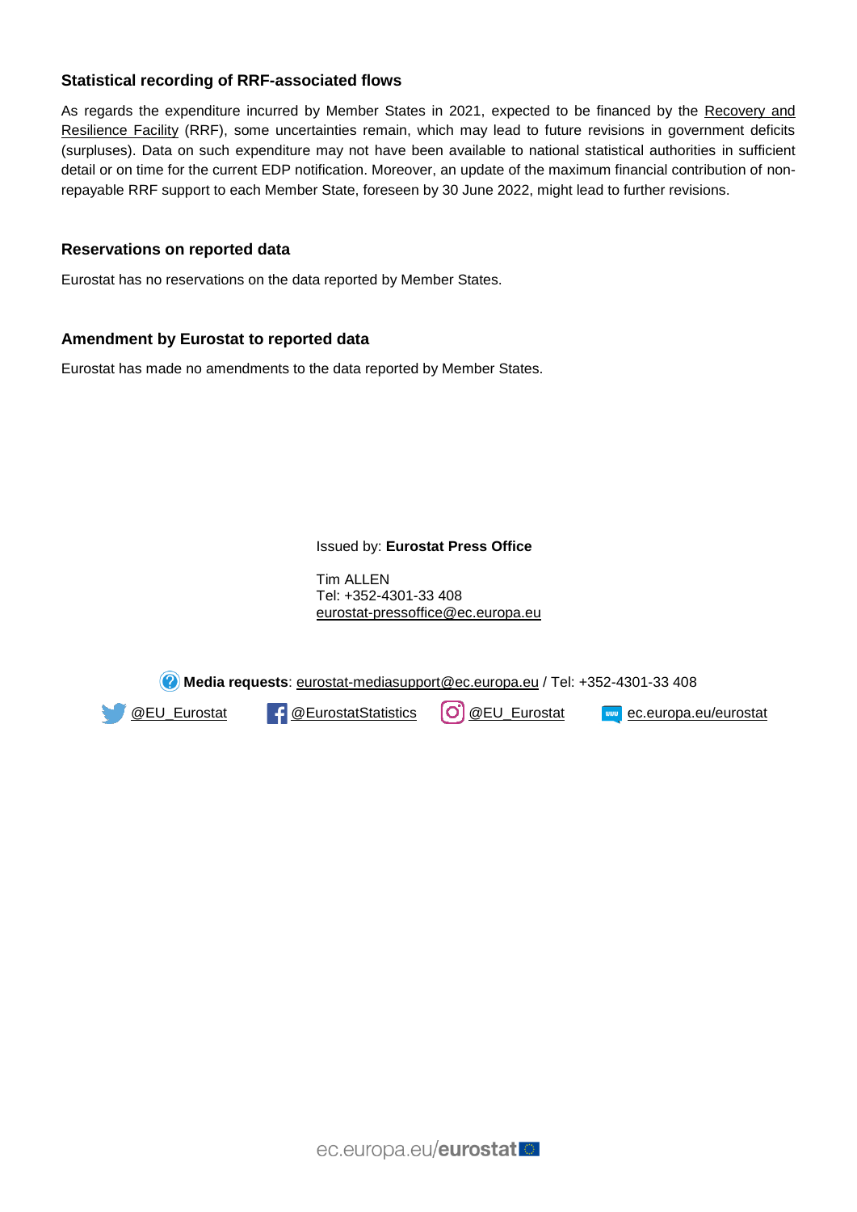### Statistical recording of RRF-associated flows

As regards the expenditure incurred by Member States in 2021, expected to be financed by the Recovery and Resilience Facility (RRF), some uncertainties remain, which may lead to future revisions in government deficits (surpluses). Data on such expenditure may not have been available to national statistical authorities in sufficient detail or on time for the current EDP notification. Moreover, an update of the maximum financial contribution of non-repayable RRF support to each Member State, foreseen by 30 June 2022, might lead to further revisions.

### Reservations on reported data

Eurostat has no reservations on the data reported by Member States.

### Amendment by Eurostat to reported data

Eurostat has made no amendments to the data reported by Member States.

Issued by: **Eurostat Press Office**

Tim ALLEN
Tel: +352-4301-33 408
eurostat-pressoffice@ec.europa.eu

**Media requests**: eurostat-mediasupport@ec.europa.eu / Tel: +352-4301-33 408

@EU_Eurostat @EurostatStatistics @EU_Eurostat ec.europa.eu/eurostat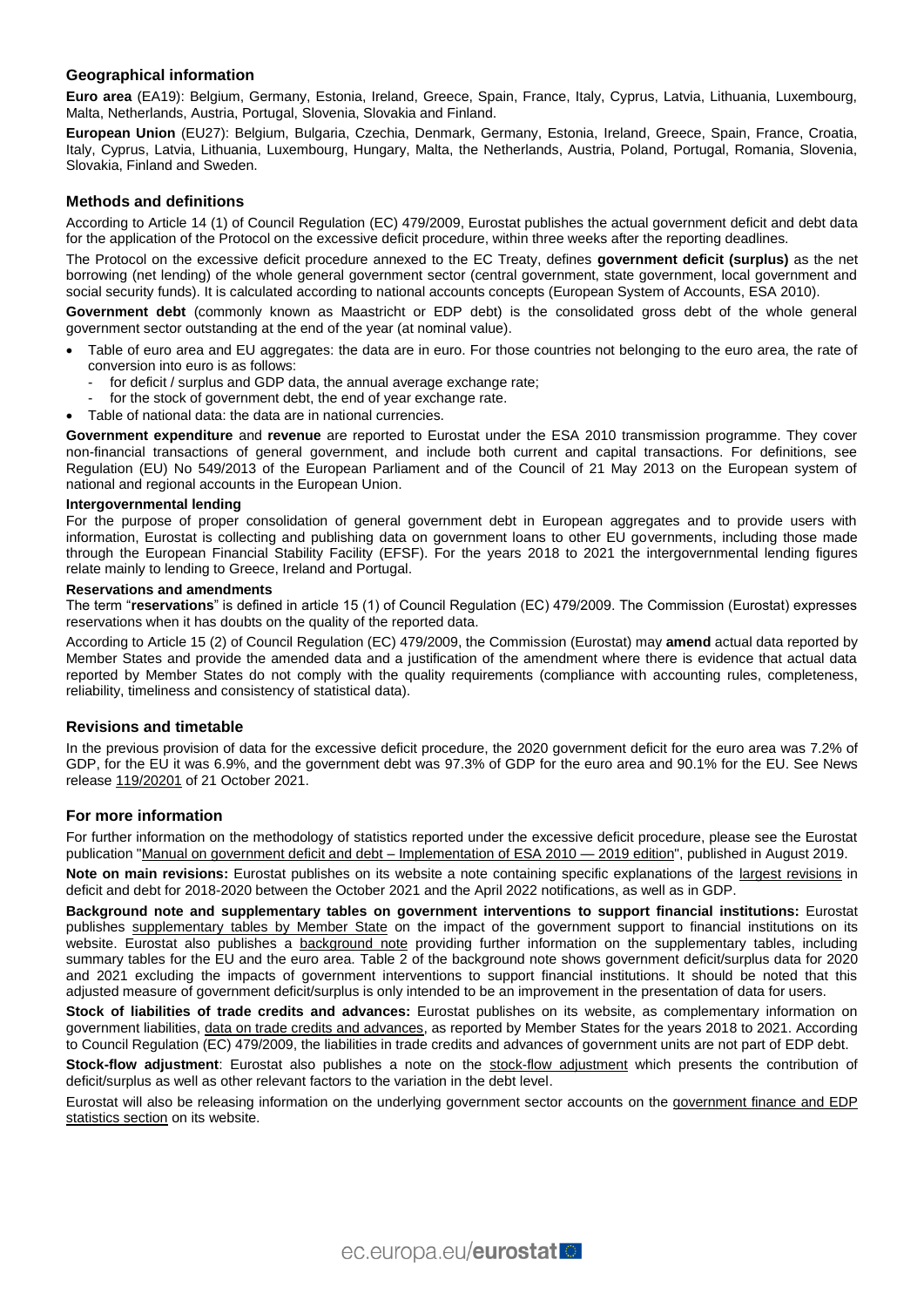### Geographical information

**Euro area** (EA19): Belgium, Germany, Estonia, Ireland, Greece, Spain, France, Italy, Cyprus, Latvia, Lithuania, Luxembourg, Malta, Netherlands, Austria, Portugal, Slovenia, Slovakia and Finland.

**European Union** (EU27): Belgium, Bulgaria, Czechia, Denmark, Germany, Estonia, Ireland, Greece, Spain, France, Croatia, Italy, Cyprus, Latvia, Lithuania, Luxembourg, Hungary, Malta, the Netherlands, Austria, Poland, Portugal, Romania, Slovenia, Slovakia, Finland and Sweden.

### Methods and definitions

According to Article 14 (1) of Council Regulation (EC) 479/2009, Eurostat publishes the actual government deficit and debt data for the application of the Protocol on the excessive deficit procedure, within three weeks after the reporting deadlines.

The Protocol on the excessive deficit procedure annexed to the EC Treaty, defines **government deficit (surplus)** as the net borrowing (net lending) of the whole general government sector (central government, state government, local government and social security funds). It is calculated according to national accounts concepts (European System of Accounts, ESA 2010).

**Government debt** (commonly known as Maastricht or EDP debt) is the consolidated gross debt of the whole general government sector outstanding at the end of the year (at nominal value).

- Table of euro area and EU aggregates: the data are in euro. For those countries not belonging to the euro area, the rate of conversion into euro is as follows:
  - for deficit / surplus and GDP data, the annual average exchange rate;
  - for the stock of government debt, the end of year exchange rate.
- Table of national data: the data are in national currencies.

**Government expenditure** and **revenue** are reported to Eurostat under the ESA 2010 transmission programme. They cover non-financial transactions of general government, and include both current and capital transactions. For definitions, see Regulation (EU) No 549/2013 of the European Parliament and of the Council of 21 May 2013 on the European system of national and regional accounts in the European Union.

#### Intergovernmental lending

For the purpose of proper consolidation of general government debt in European aggregates and to provide users with information, Eurostat is collecting and publishing data on government loans to other EU governments, including those made through the European Financial Stability Facility (EFSF). For the years 2018 to 2021 the intergovernmental lending figures relate mainly to lending to Greece, Ireland and Portugal.

#### Reservations and amendments

The term "**reservations**" is defined in article 15 (1) of Council Regulation (EC) 479/2009. The Commission (Eurostat) expresses reservations when it has doubts on the quality of the reported data.

According to Article 15 (2) of Council Regulation (EC) 479/2009, the Commission (Eurostat) may **amend** actual data reported by Member States and provide the amended data and a justification of the amendment where there is evidence that actual data reported by Member States do not comply with the quality requirements (compliance with accounting rules, completeness, reliability, timeliness and consistency of statistical data).

### Revisions and timetable

In the previous provision of data for the excessive deficit procedure, the 2020 government deficit for the euro area was 7.2% of GDP, for the EU it was 6.9%, and the government debt was 97.3% of GDP for the euro area and 90.1% for the EU. See News release 119/20201 of 21 October 2021.

### For more information

For further information on the methodology of statistics reported under the excessive deficit procedure, please see the Eurostat publication "Manual on government deficit and debt – Implementation of ESA 2010 — 2019 edition", published in August 2019.

**Note on main revisions:** Eurostat publishes on its website a note containing specific explanations of the largest revisions in deficit and debt for 2018-2020 between the October 2021 and the April 2022 notifications, as well as in GDP.

**Background note and supplementary tables on government interventions to support financial institutions:** Eurostat publishes supplementary tables by Member State on the impact of the government support to financial institutions on its website. Eurostat also publishes a background note providing further information on the supplementary tables, including summary tables for the EU and the euro area. Table 2 of the background note shows government deficit/surplus data for 2020 and 2021 excluding the impacts of government interventions to support financial institutions. It should be noted that this adjusted measure of government deficit/surplus is only intended to be an improvement in the presentation of data for users.

**Stock of liabilities of trade credits and advances:** Eurostat publishes on its website, as complementary information on government liabilities, data on trade credits and advances, as reported by Member States for the years 2018 to 2021. According to Council Regulation (EC) 479/2009, the liabilities in trade credits and advances of government units are not part of EDP debt.

**Stock-flow adjustment**: Eurostat also publishes a note on the stock-flow adjustment which presents the contribution of deficit/surplus as well as other relevant factors to the variation in the debt level.

Eurostat will also be releasing information on the underlying government sector accounts on the government finance and EDP statistics section on its website.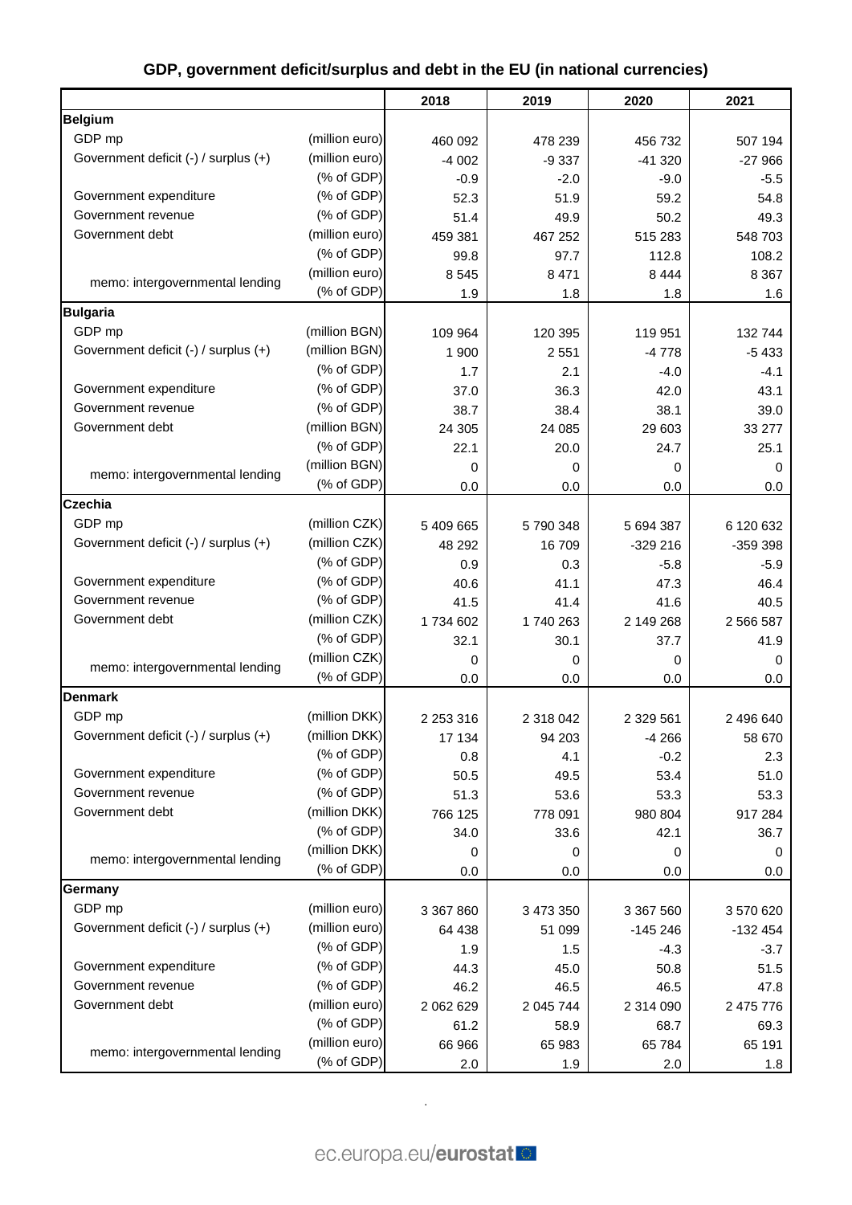## GDP, government deficit/surplus and debt in the EU (in national currencies)

| | | 2018 | 2019 | 2020 | 2021 |
|---|---|---|---|---|---|
| **Belgium** | | | | | |
| GDP mp | (million euro) | 460 092 | 478 239 | 456 732 | 507 194 |
| Government deficit (-) / surplus (+) | (million euro) | -4 002 | -9 337 | -41 320 | -27 966 |
| | (% of GDP) | -0.9 | -2.0 | -9.0 | -5.5 |
| Government expenditure | (% of GDP) | 52.3 | 51.9 | 59.2 | 54.8 |
| Government revenue | (% of GDP) | 51.4 | 49.9 | 50.2 | 49.3 |
| Government debt | (million euro) | 459 381 | 467 252 | 515 283 | 548 703 |
| | (% of GDP) | 99.8 | 97.7 | 112.8 | 108.2 |
| memo: intergovernmental lending | (million euro) | 8 545 | 8 471 | 8 444 | 8 367 |
| | (% of GDP) | 1.9 | 1.8 | 1.8 | 1.6 |
| **Bulgaria** | | | | | |
| GDP mp | (million BGN) | 109 964 | 120 395 | 119 951 | 132 744 |
| Government deficit (-) / surplus (+) | (million BGN) | 1 900 | 2 551 | -4 778 | -5 433 |
| | (% of GDP) | 1.7 | 2.1 | -4.0 | -4.1 |
| Government expenditure | (% of GDP) | 37.0 | 36.3 | 42.0 | 43.1 |
| Government revenue | (% of GDP) | 38.7 | 38.4 | 38.1 | 39.0 |
| Government debt | (million BGN) | 24 305 | 24 085 | 29 603 | 33 277 |
| | (% of GDP) | 22.1 | 20.0 | 24.7 | 25.1 |
| memo: intergovernmental lending | (million BGN) | 0 | 0 | 0 | 0 |
| | (% of GDP) | 0.0 | 0.0 | 0.0 | 0.0 |
| **Czechia** | | | | | |
| GDP mp | (million CZK) | 5 409 665 | 5 790 348 | 5 694 387 | 6 120 632 |
| Government deficit (-) / surplus (+) | (million CZK) | 48 292 | 16 709 | -329 216 | -359 398 |
| | (% of GDP) | 0.9 | 0.3 | -5.8 | -5.9 |
| Government expenditure | (% of GDP) | 40.6 | 41.1 | 47.3 | 46.4 |
| Government revenue | (% of GDP) | 41.5 | 41.4 | 41.6 | 40.5 |
| Government debt | (million CZK) | 1 734 602 | 1 740 263 | 2 149 268 | 2 566 587 |
| | (% of GDP) | 32.1 | 30.1 | 37.7 | 41.9 |
| memo: intergovernmental lending | (million CZK) | 0 | 0 | 0 | 0 |
| | (% of GDP) | 0.0 | 0.0 | 0.0 | 0.0 |
| **Denmark** | | | | | |
| GDP mp | (million DKK) | 2 253 316 | 2 318 042 | 2 329 561 | 2 496 640 |
| Government deficit (-) / surplus (+) | (million DKK) | 17 134 | 94 203 | -4 266 | 58 670 |
| | (% of GDP) | 0.8 | 4.1 | -0.2 | 2.3 |
| Government expenditure | (% of GDP) | 50.5 | 49.5 | 53.4 | 51.0 |
| Government revenue | (% of GDP) | 51.3 | 53.6 | 53.3 | 53.3 |
| Government debt | (million DKK) | 766 125 | 778 091 | 980 804 | 917 284 |
| | (% of GDP) | 34.0 | 33.6 | 42.1 | 36.7 |
| memo: intergovernmental lending | (million DKK) | 0 | 0 | 0 | 0 |
| | (% of GDP) | 0.0 | 0.0 | 0.0 | 0.0 |
| **Germany** | | | | | |
| GDP mp | (million euro) | 3 367 860 | 3 473 350 | 3 367 560 | 3 570 620 |
| Government deficit (-) / surplus (+) | (million euro) | 64 438 | 51 099 | -145 246 | -132 454 |
| | (% of GDP) | 1.9 | 1.5 | -4.3 | -3.7 |
| Government expenditure | (% of GDP) | 44.3 | 45.0 | 50.8 | 51.5 |
| Government revenue | (% of GDP) | 46.2 | 46.5 | 46.5 | 47.8 |
| Government debt | (million euro) | 2 062 629 | 2 045 744 | 2 314 090 | 2 475 776 |
| | (% of GDP) | 61.2 | 58.9 | 68.7 | 69.3 |
| memo: intergovernmental lending | (million euro) | 66 966 | 65 983 | 65 784 | 65 191 |
| | (% of GDP) | 2.0 | 1.9 | 2.0 | 1.8 |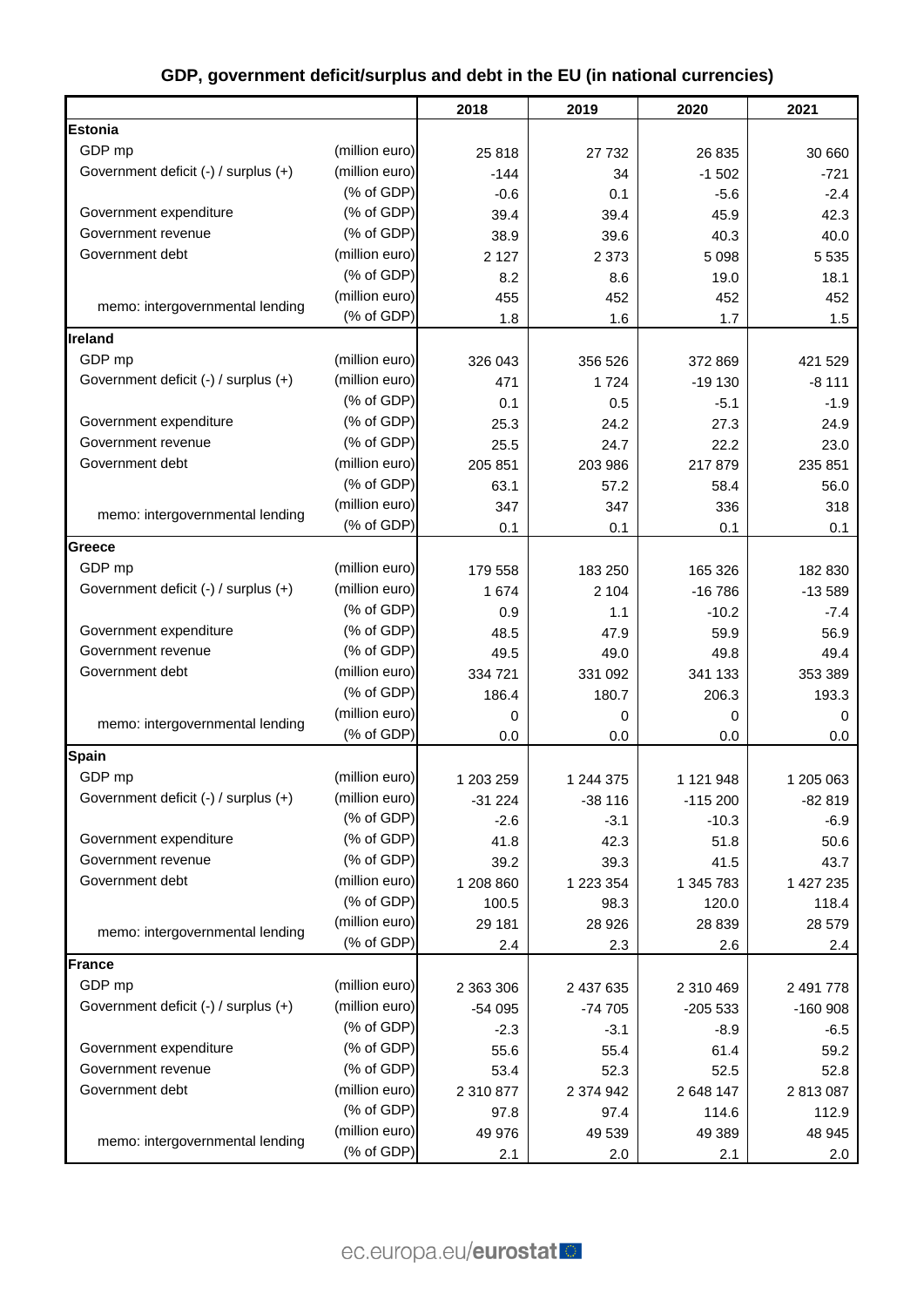# GDP, government deficit/surplus and debt in the EU (in national currencies)

| | | 2018 | 2019 | 2020 | 2021 |
|---|---|---|---|---|---|
| **Estonia** | | | | | |
| GDP mp | (million euro) | 25 818 | 27 732 | 26 835 | 30 660 |
| Government deficit (-) / surplus (+) | (million euro) | -144 | 34 | -1 502 | -721 |
| | (% of GDP) | -0.6 | 0.1 | -5.6 | -2.4 |
| Government expenditure | (% of GDP) | 39.4 | 39.4 | 45.9 | 42.3 |
| Government revenue | (% of GDP) | 38.9 | 39.6 | 40.3 | 40.0 |
| Government debt | (million euro) | 2 127 | 2 373 | 5 098 | 5 535 |
| | (% of GDP) | 8.2 | 8.6 | 19.0 | 18.1 |
| memo: intergovernmental lending | (million euro) | 455 | 452 | 452 | 452 |
| | (% of GDP) | 1.8 | 1.6 | 1.7 | 1.5 |
| **Ireland** | | | | | |
| GDP mp | (million euro) | 326 043 | 356 526 | 372 869 | 421 529 |
| Government deficit (-) / surplus (+) | (million euro) | 471 | 1 724 | -19 130 | -8 111 |
| | (% of GDP) | 0.1 | 0.5 | -5.1 | -1.9 |
| Government expenditure | (% of GDP) | 25.3 | 24.2 | 27.3 | 24.9 |
| Government revenue | (% of GDP) | 25.5 | 24.7 | 22.2 | 23.0 |
| Government debt | (million euro) | 205 851 | 203 986 | 217 879 | 235 851 |
| | (% of GDP) | 63.1 | 57.2 | 58.4 | 56.0 |
| memo: intergovernmental lending | (million euro) | 347 | 347 | 336 | 318 |
| | (% of GDP) | 0.1 | 0.1 | 0.1 | 0.1 |
| **Greece** | | | | | |
| GDP mp | (million euro) | 179 558 | 183 250 | 165 326 | 182 830 |
| Government deficit (-) / surplus (+) | (million euro) | 1 674 | 2 104 | -16 786 | -13 589 |
| | (% of GDP) | 0.9 | 1.1 | -10.2 | -7.4 |
| Government expenditure | (% of GDP) | 48.5 | 47.9 | 59.9 | 56.9 |
| Government revenue | (% of GDP) | 49.5 | 49.0 | 49.8 | 49.4 |
| Government debt | (million euro) | 334 721 | 331 092 | 341 133 | 353 389 |
| | (% of GDP) | 186.4 | 180.7 | 206.3 | 193.3 |
| memo: intergovernmental lending | (million euro) | 0 | 0 | 0 | 0 |
| | (% of GDP) | 0.0 | 0.0 | 0.0 | 0.0 |
| **Spain** | | | | | |
| GDP mp | (million euro) | 1 203 259 | 1 244 375 | 1 121 948 | 1 205 063 |
| Government deficit (-) / surplus (+) | (million euro) | -31 224 | -38 116 | -115 200 | -82 819 |
| | (% of GDP) | -2.6 | -3.1 | -10.3 | -6.9 |
| Government expenditure | (% of GDP) | 41.8 | 42.3 | 51.8 | 50.6 |
| Government revenue | (% of GDP) | 39.2 | 39.3 | 41.5 | 43.7 |
| Government debt | (million euro) | 1 208 860 | 1 223 354 | 1 345 783 | 1 427 235 |
| | (% of GDP) | 100.5 | 98.3 | 120.0 | 118.4 |
| memo: intergovernmental lending | (million euro) | 29 181 | 28 926 | 28 839 | 28 579 |
| | (% of GDP) | 2.4 | 2.3 | 2.6 | 2.4 |
| **France** | | | | | |
| GDP mp | (million euro) | 2 363 306 | 2 437 635 | 2 310 469 | 2 491 778 |
| Government deficit (-) / surplus (+) | (million euro) | -54 095 | -74 705 | -205 533 | -160 908 |
| | (% of GDP) | -2.3 | -3.1 | -8.9 | -6.5 |
| Government expenditure | (% of GDP) | 55.6 | 55.4 | 61.4 | 59.2 |
| Government revenue | (% of GDP) | 53.4 | 52.3 | 52.5 | 52.8 |
| Government debt | (million euro) | 2 310 877 | 2 374 942 | 2 648 147 | 2 813 087 |
| | (% of GDP) | 97.8 | 97.4 | 114.6 | 112.9 |
| memo: intergovernmental lending | (million euro) | 49 976 | 49 539 | 49 389 | 48 945 |
| | (% of GDP) | 2.1 | 2.0 | 2.1 | 2.0 |

ec.europa.eu/eurostat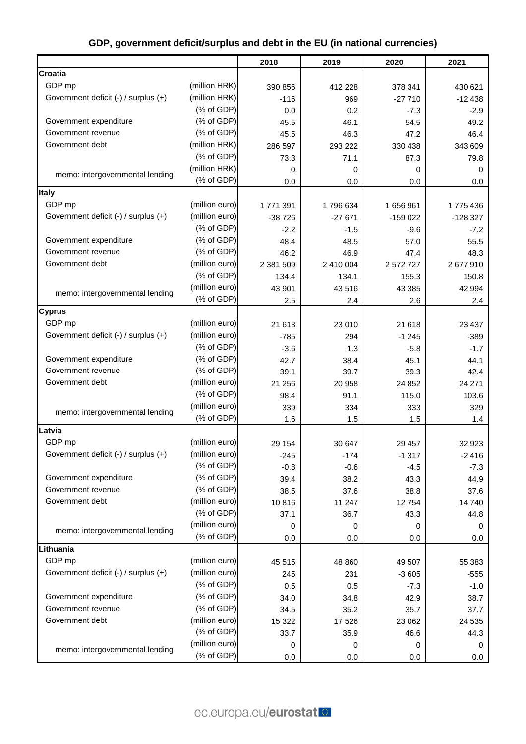## GDP, government deficit/surplus and debt in the EU (in national currencies)

| | | 2018 | 2019 | 2020 | 2021 |
|---|---|---|---|---|---|
| **Croatia** | | | | | |
| GDP mp | (million HRK) | 390 856 | 412 228 | 378 341 | 430 621 |
| Government deficit (-) / surplus (+) | (million HRK) | -116 | 969 | -27 710 | -12 438 |
| | (% of GDP) | 0.0 | 0.2 | -7.3 | -2.9 |
| Government expenditure | (% of GDP) | 45.5 | 46.1 | 54.5 | 49.2 |
| Government revenue | (% of GDP) | 45.5 | 46.3 | 47.2 | 46.4 |
| Government debt | (million HRK) | 286 597 | 293 222 | 330 438 | 343 609 |
| | (% of GDP) | 73.3 | 71.1 | 87.3 | 79.8 |
| memo: intergovernmental lending | (million HRK) | 0 | 0 | 0 | 0 |
| | (% of GDP) | 0.0 | 0.0 | 0.0 | 0.0 |
| **Italy** | | | | | |
| GDP mp | (million euro) | 1 771 391 | 1 796 634 | 1 656 961 | 1 775 436 |
| Government deficit (-) / surplus (+) | (million euro) | -38 726 | -27 671 | -159 022 | -128 327 |
| | (% of GDP) | -2.2 | -1.5 | -9.6 | -7.2 |
| Government expenditure | (% of GDP) | 48.4 | 48.5 | 57.0 | 55.5 |
| Government revenue | (% of GDP) | 46.2 | 46.9 | 47.4 | 48.3 |
| Government debt | (million euro) | 2 381 509 | 2 410 004 | 2 572 727 | 2 677 910 |
| | (% of GDP) | 134.4 | 134.1 | 155.3 | 150.8 |
| memo: intergovernmental lending | (million euro) | 43 901 | 43 516 | 43 385 | 42 994 |
| | (% of GDP) | 2.5 | 2.4 | 2.6 | 2.4 |
| **Cyprus** | | | | | |
| GDP mp | (million euro) | 21 613 | 23 010 | 21 618 | 23 437 |
| Government deficit (-) / surplus (+) | (million euro) | -785 | 294 | -1 245 | -389 |
| | (% of GDP) | -3.6 | 1.3 | -5.8 | -1.7 |
| Government expenditure | (% of GDP) | 42.7 | 38.4 | 45.1 | 44.1 |
| Government revenue | (% of GDP) | 39.1 | 39.7 | 39.3 | 42.4 |
| Government debt | (million euro) | 21 256 | 20 958 | 24 852 | 24 271 |
| | (% of GDP) | 98.4 | 91.1 | 115.0 | 103.6 |
| memo: intergovernmental lending | (million euro) | 339 | 334 | 333 | 329 |
| | (% of GDP) | 1.6 | 1.5 | 1.5 | 1.4 |
| **Latvia** | | | | | |
| GDP mp | (million euro) | 29 154 | 30 647 | 29 457 | 32 923 |
| Government deficit (-) / surplus (+) | (million euro) | -245 | -174 | -1 317 | -2 416 |
| | (% of GDP) | -0.8 | -0.6 | -4.5 | -7.3 |
| Government expenditure | (% of GDP) | 39.4 | 38.2 | 43.3 | 44.9 |
| Government revenue | (% of GDP) | 38.5 | 37.6 | 38.8 | 37.6 |
| Government debt | (million euro) | 10 816 | 11 247 | 12 754 | 14 740 |
| | (% of GDP) | 37.1 | 36.7 | 43.3 | 44.8 |
| memo: intergovernmental lending | (million euro) | 0 | 0 | 0 | 0 |
| | (% of GDP) | 0.0 | 0.0 | 0.0 | 0.0 |
| **Lithuania** | | | | | |
| GDP mp | (million euro) | 45 515 | 48 860 | 49 507 | 55 383 |
| Government deficit (-) / surplus (+) | (million euro) | 245 | 231 | -3 605 | -555 |
| | (% of GDP) | 0.5 | 0.5 | -7.3 | -1.0 |
| Government expenditure | (% of GDP) | 34.0 | 34.8 | 42.9 | 38.7 |
| Government revenue | (% of GDP) | 34.5 | 35.2 | 35.7 | 37.7 |
| Government debt | (million euro) | 15 322 | 17 526 | 23 062 | 24 535 |
| | (% of GDP) | 33.7 | 35.9 | 46.6 | 44.3 |
| memo: intergovernmental lending | (million euro) | 0 | 0 | 0 | 0 |
| | (% of GDP) | 0.0 | 0.0 | 0.0 | 0.0 |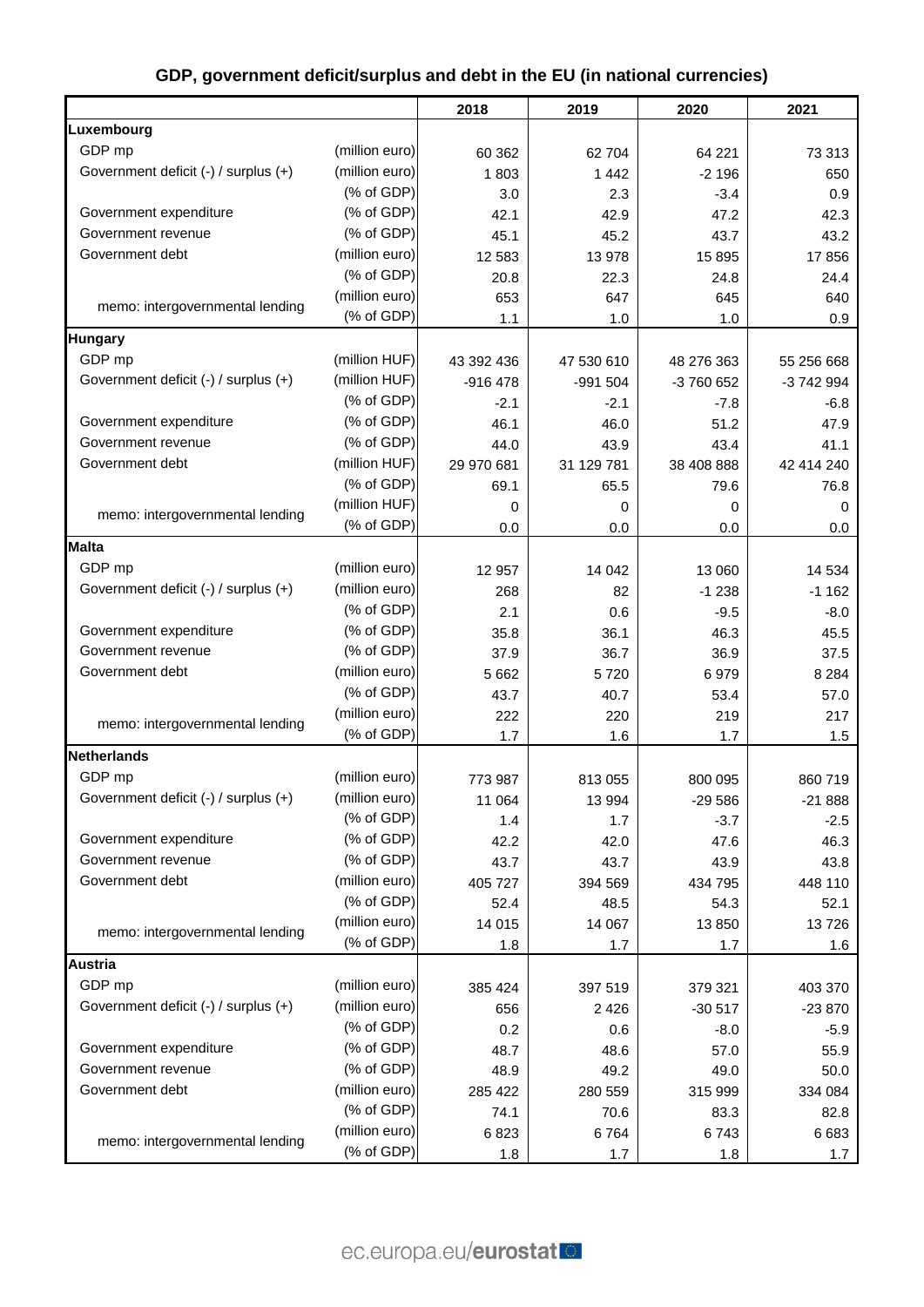## GDP, government deficit/surplus and debt in the EU (in national currencies)

| | | 2018 | 2019 | 2020 | 2021 |
|---|---|---|---|---|---|
| **Luxembourg** | | | | | |
| GDP mp | (million euro) | 60 362 | 62 704 | 64 221 | 73 313 |
| Government deficit (-) / surplus (+) | (million euro) | 1 803 | 1 442 | -2 196 | 650 |
| | (% of GDP) | 3.0 | 2.3 | -3.4 | 0.9 |
| Government expenditure | (% of GDP) | 42.1 | 42.9 | 47.2 | 42.3 |
| Government revenue | (% of GDP) | 45.1 | 45.2 | 43.7 | 43.2 |
| Government debt | (million euro) | 12 583 | 13 978 | 15 895 | 17 856 |
| | (% of GDP) | 20.8 | 22.3 | 24.8 | 24.4 |
| memo: intergovernmental lending | (million euro) | 653 | 647 | 645 | 640 |
| | (% of GDP) | 1.1 | 1.0 | 1.0 | 0.9 |
| **Hungary** | | | | | |
| GDP mp | (million HUF) | 43 392 436 | 47 530 610 | 48 276 363 | 55 256 668 |
| Government deficit (-) / surplus (+) | (million HUF) | -916 478 | -991 504 | -3 760 652 | -3 742 994 |
| | (% of GDP) | -2.1 | -2.1 | -7.8 | -6.8 |
| Government expenditure | (% of GDP) | 46.1 | 46.0 | 51.2 | 47.9 |
| Government revenue | (% of GDP) | 44.0 | 43.9 | 43.4 | 41.1 |
| Government debt | (million HUF) | 29 970 681 | 31 129 781 | 38 408 888 | 42 414 240 |
| | (% of GDP) | 69.1 | 65.5 | 79.6 | 76.8 |
| memo: intergovernmental lending | (million HUF) | 0 | 0 | 0 | 0 |
| | (% of GDP) | 0.0 | 0.0 | 0.0 | 0.0 |
| **Malta** | | | | | |
| GDP mp | (million euro) | 12 957 | 14 042 | 13 060 | 14 534 |
| Government deficit (-) / surplus (+) | (million euro) | 268 | 82 | -1 238 | -1 162 |
| | (% of GDP) | 2.1 | 0.6 | -9.5 | -8.0 |
| Government expenditure | (% of GDP) | 35.8 | 36.1 | 46.3 | 45.5 |
| Government revenue | (% of GDP) | 37.9 | 36.7 | 36.9 | 37.5 |
| Government debt | (million euro) | 5 662 | 5 720 | 6 979 | 8 284 |
| | (% of GDP) | 43.7 | 40.7 | 53.4 | 57.0 |
| memo: intergovernmental lending | (million euro) | 222 | 220 | 219 | 217 |
| | (% of GDP) | 1.7 | 1.6 | 1.7 | 1.5 |
| **Netherlands** | | | | | |
| GDP mp | (million euro) | 773 987 | 813 055 | 800 095 | 860 719 |
| Government deficit (-) / surplus (+) | (million euro) | 11 064 | 13 994 | -29 586 | -21 888 |
| | (% of GDP) | 1.4 | 1.7 | -3.7 | -2.5 |
| Government expenditure | (% of GDP) | 42.2 | 42.0 | 47.6 | 46.3 |
| Government revenue | (% of GDP) | 43.7 | 43.7 | 43.9 | 43.8 |
| Government debt | (million euro) | 405 727 | 394 569 | 434 795 | 448 110 |
| | (% of GDP) | 52.4 | 48.5 | 54.3 | 52.1 |
| memo: intergovernmental lending | (million euro) | 14 015 | 14 067 | 13 850 | 13 726 |
| | (% of GDP) | 1.8 | 1.7 | 1.7 | 1.6 |
| **Austria** | | | | | |
| GDP mp | (million euro) | 385 424 | 397 519 | 379 321 | 403 370 |
| Government deficit (-) / surplus (+) | (million euro) | 656 | 2 426 | -30 517 | -23 870 |
| | (% of GDP) | 0.2 | 0.6 | -8.0 | -5.9 |
| Government expenditure | (% of GDP) | 48.7 | 48.6 | 57.0 | 55.9 |
| Government revenue | (% of GDP) | 48.9 | 49.2 | 49.0 | 50.0 |
| Government debt | (million euro) | 285 422 | 280 559 | 315 999 | 334 084 |
| | (% of GDP) | 74.1 | 70.6 | 83.3 | 82.8 |
| memo: intergovernmental lending | (million euro) | 6 823 | 6 764 | 6 743 | 6 683 |
| | (% of GDP) | 1.8 | 1.7 | 1.8 | 1.7 |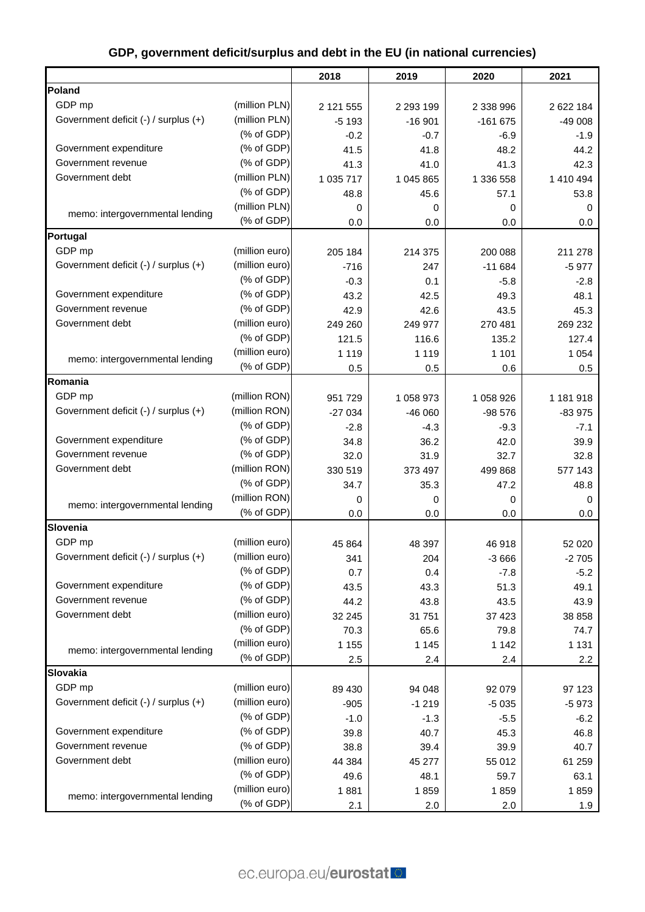## GDP, government deficit/surplus and debt in the EU (in national currencies)

| | | 2018 | 2019 | 2020 | 2021 |
|---|---|---|---|---|---|
| **Poland** | | | | | |
| GDP mp | (million PLN) | 2 121 555 | 2 293 199 | 2 338 996 | 2 622 184 |
| Government deficit (-) / surplus (+) | (million PLN) | -5 193 | -16 901 | -161 675 | -49 008 |
| | (% of GDP) | -0.2 | -0.7 | -6.9 | -1.9 |
| Government expenditure | (% of GDP) | 41.5 | 41.8 | 48.2 | 44.2 |
| Government revenue | (% of GDP) | 41.3 | 41.0 | 41.3 | 42.3 |
| Government debt | (million PLN) | 1 035 717 | 1 045 865 | 1 336 558 | 1 410 494 |
| | (% of GDP) | 48.8 | 45.6 | 57.1 | 53.8 |
| memo: intergovernmental lending | (million PLN) | 0 | 0 | 0 | 0 |
| | (% of GDP) | 0.0 | 0.0 | 0.0 | 0.0 |
| **Portugal** | | | | | |
| GDP mp | (million euro) | 205 184 | 214 375 | 200 088 | 211 278 |
| Government deficit (-) / surplus (+) | (million euro) | -716 | 247 | -11 684 | -5 977 |
| | (% of GDP) | -0.3 | 0.1 | -5.8 | -2.8 |
| Government expenditure | (% of GDP) | 43.2 | 42.5 | 49.3 | 48.1 |
| Government revenue | (% of GDP) | 42.9 | 42.6 | 43.5 | 45.3 |
| Government debt | (million euro) | 249 260 | 249 977 | 270 481 | 269 232 |
| | (% of GDP) | 121.5 | 116.6 | 135.2 | 127.4 |
| memo: intergovernmental lending | (million euro) | 1 119 | 1 119 | 1 101 | 1 054 |
| | (% of GDP) | 0.5 | 0.5 | 0.6 | 0.5 |
| **Romania** | | | | | |
| GDP mp | (million RON) | 951 729 | 1 058 973 | 1 058 926 | 1 181 918 |
| Government deficit (-) / surplus (+) | (million RON) | -27 034 | -46 060 | -98 576 | -83 975 |
| | (% of GDP) | -2.8 | -4.3 | -9.3 | -7.1 |
| Government expenditure | (% of GDP) | 34.8 | 36.2 | 42.0 | 39.9 |
| Government revenue | (% of GDP) | 32.0 | 31.9 | 32.7 | 32.8 |
| Government debt | (million RON) | 330 519 | 373 497 | 499 868 | 577 143 |
| | (% of GDP) | 34.7 | 35.3 | 47.2 | 48.8 |
| memo: intergovernmental lending | (million RON) | 0 | 0 | 0 | 0 |
| | (% of GDP) | 0.0 | 0.0 | 0.0 | 0.0 |
| **Slovenia** | | | | | |
| GDP mp | (million euro) | 45 864 | 48 397 | 46 918 | 52 020 |
| Government deficit (-) / surplus (+) | (million euro) | 341 | 204 | -3 666 | -2 705 |
| | (% of GDP) | 0.7 | 0.4 | -7.8 | -5.2 |
| Government expenditure | (% of GDP) | 43.5 | 43.3 | 51.3 | 49.1 |
| Government revenue | (% of GDP) | 44.2 | 43.8 | 43.5 | 43.9 |
| Government debt | (million euro) | 32 245 | 31 751 | 37 423 | 38 858 |
| | (% of GDP) | 70.3 | 65.6 | 79.8 | 74.7 |
| memo: intergovernmental lending | (million euro) | 1 155 | 1 145 | 1 142 | 1 131 |
| | (% of GDP) | 2.5 | 2.4 | 2.4 | 2.2 |
| **Slovakia** | | | | | |
| GDP mp | (million euro) | 89 430 | 94 048 | 92 079 | 97 123 |
| Government deficit (-) / surplus (+) | (million euro) | -905 | -1 219 | -5 035 | -5 973 |
| | (% of GDP) | -1.0 | -1.3 | -5.5 | -6.2 |
| Government expenditure | (% of GDP) | 39.8 | 40.7 | 45.3 | 46.8 |
| Government revenue | (% of GDP) | 38.8 | 39.4 | 39.9 | 40.7 |
| Government debt | (million euro) | 44 384 | 45 277 | 55 012 | 61 259 |
| | (% of GDP) | 49.6 | 48.1 | 59.7 | 63.1 |
| memo: intergovernmental lending | (million euro) | 1 881 | 1 859 | 1 859 | 1 859 |
| | (% of GDP) | 2.1 | 2.0 | 2.0 | 1.9 |

ec.europa.eu/eurostat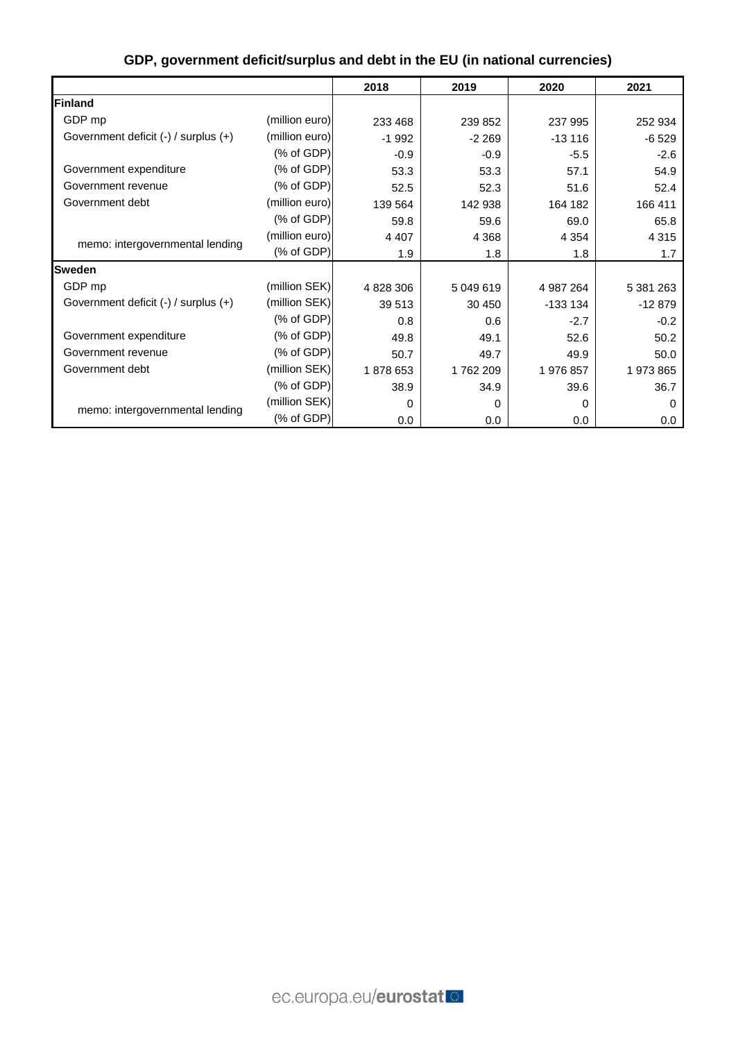## GDP, government deficit/surplus and debt in the EU (in national currencies)

| | | 2018 | 2019 | 2020 | 2021 |
|---|---|---|---|---|---|
| **Finland** | | | | | |
| GDP mp | (million euro) | 233 468 | 239 852 | 237 995 | 252 934 |
| Government deficit (-) / surplus (+) | (million euro) | -1 992 | -2 269 | -13 116 | -6 529 |
| | (% of GDP) | -0.9 | -0.9 | -5.5 | -2.6 |
| Government expenditure | (% of GDP) | 53.3 | 53.3 | 57.1 | 54.9 |
| Government revenue | (% of GDP) | 52.5 | 52.3 | 51.6 | 52.4 |
| Government debt | (million euro) | 139 564 | 142 938 | 164 182 | 166 411 |
| | (% of GDP) | 59.8 | 59.6 | 69.0 | 65.8 |
| memo: intergovernmental lending | (million euro) | 4 407 | 4 368 | 4 354 | 4 315 |
| | (% of GDP) | 1.9 | 1.8 | 1.8 | 1.7 |
| **Sweden** | | | | | |
| GDP mp | (million SEK) | 4 828 306 | 5 049 619 | 4 987 264 | 5 381 263 |
| Government deficit (-) / surplus (+) | (million SEK) | 39 513 | 30 450 | -133 134 | -12 879 |
| | (% of GDP) | 0.8 | 0.6 | -2.7 | -0.2 |
| Government expenditure | (% of GDP) | 49.8 | 49.1 | 52.6 | 50.2 |
| Government revenue | (% of GDP) | 50.7 | 49.7 | 49.9 | 50.0 |
| Government debt | (million SEK) | 1 878 653 | 1 762 209 | 1 976 857 | 1 973 865 |
| | (% of GDP) | 38.9 | 34.9 | 39.6 | 36.7 |
| memo: intergovernmental lending | (million SEK) | 0 | 0 | 0 | 0 |
| | (% of GDP) | 0.0 | 0.0 | 0.0 | 0.0 |